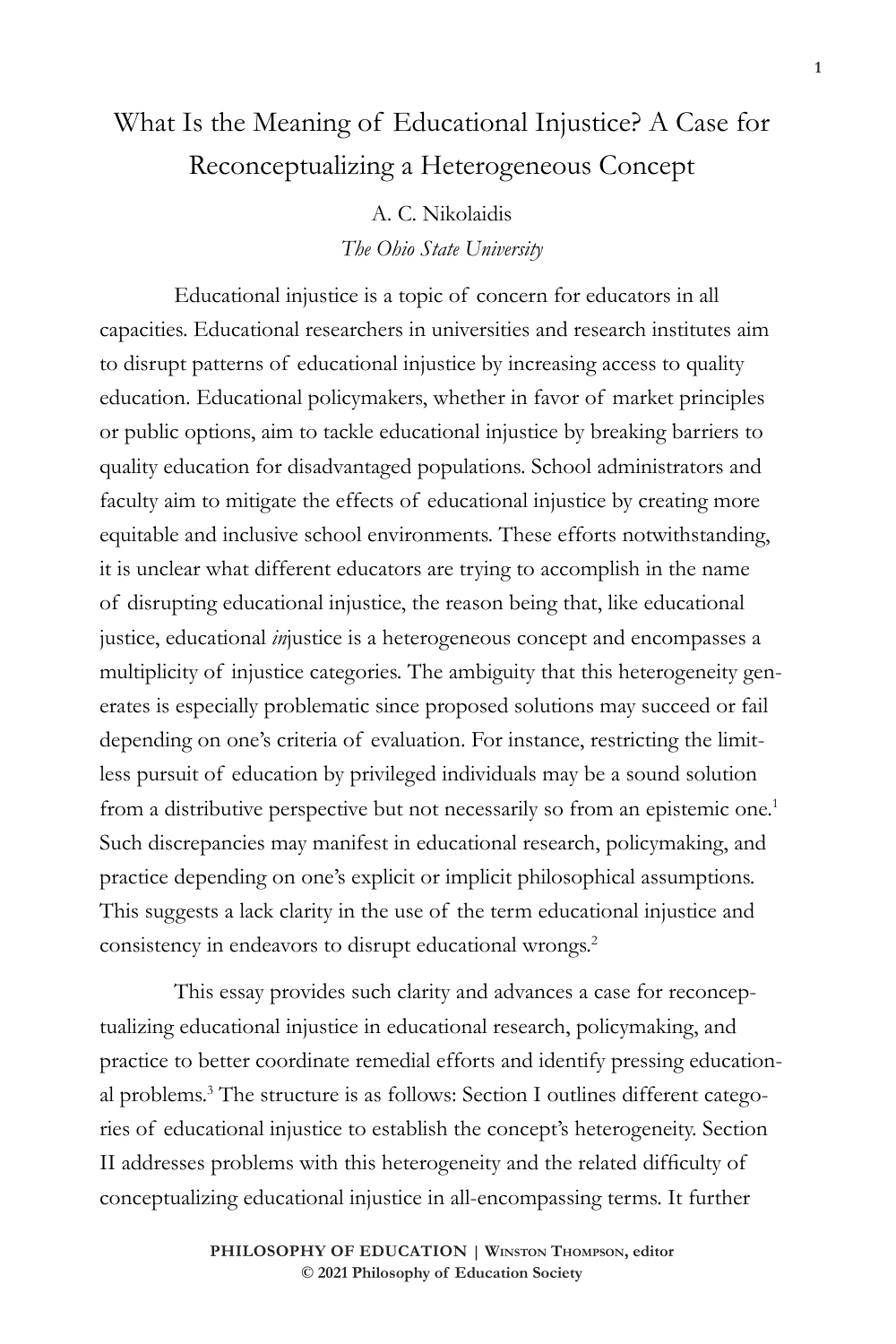# What Is the Meaning of Educational Injustice? A Case for Reconceptualizing a Heterogeneous Concept

A. C. Nikolaidis

*The Ohio State University*

Educational injustice is a topic of concern for educators in all capacities. Educational researchers in universities and research institutes aim to disrupt patterns of educational injustice by increasing access to quality education. Educational policymakers, whether in favor of market principles or public options, aim to tackle educational injustice by breaking barriers to quality education for disadvantaged populations. School administrators and faculty aim to mitigate the effects of educational injustice by creating more equitable and inclusive school environments. These efforts notwithstanding, it is unclear what different educators are trying to accomplish in the name of disrupting educational injustice, the reason being that, like educational justice, educational *in*justice is a heterogeneous concept and encompasses a multiplicity of injustice categories. The ambiguity that this heterogeneity generates is especially problematic since proposed solutions may succeed or fail depending on one's criteria of evaluation. For instance, restricting the limitless pursuit of education by privileged individuals may be a sound solution from a distributive perspective but not necessarily so from an epistemic one.[1] Such discrepancies may manifest in educational research, policymaking, and practice depending on one's explicit or implicit philosophical assumptions. This suggests a lack clarity in the use of the term educational injustice and consistency in endeavors to disrupt educational wrongs.[2]

This essay provides such clarity and advances a case for reconceptualizing educational injustice in educational research, policymaking, and practice to better coordinate remedial efforts and identify pressing educational problems.[3] The structure is as follows: Section I outlines different categories of educational injustice to establish the concept's heterogeneity. Section II addresses problems with this heterogeneity and the related difficulty of conceptualizing educational injustice in all-encompassing terms. It further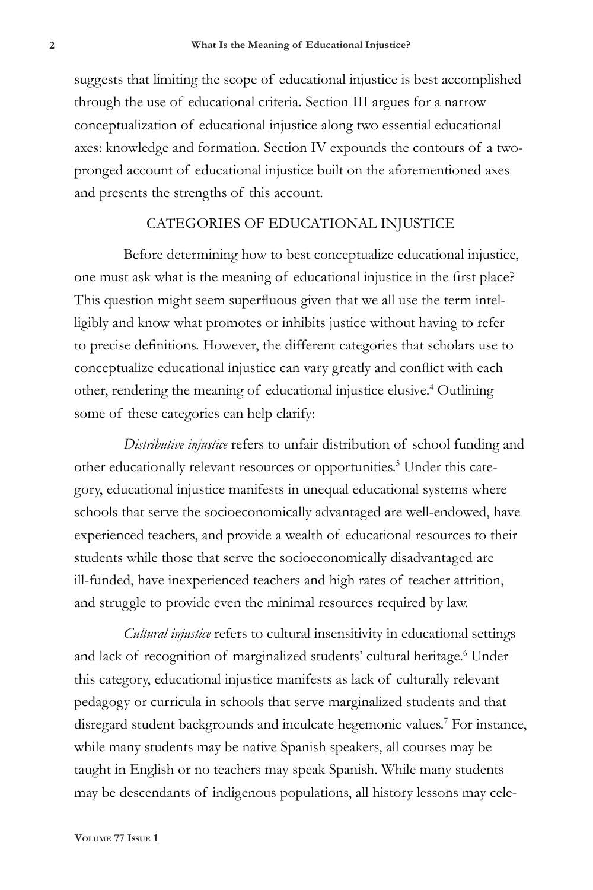suggests that limiting the scope of educational injustice is best accomplished through the use of educational criteria. Section III argues for a narrow conceptualization of educational injustice along two essential educational axes: knowledge and formation. Section IV expounds the contours of a two-pronged account of educational injustice built on the aforementioned axes and presents the strengths of this account.

## CATEGORIES OF EDUCATIONAL INJUSTICE

Before determining how to best conceptualize educational injustice, one must ask what is the meaning of educational injustice in the first place? This question might seem superfluous given that we all use the term intelligibly and know what promotes or inhibits justice without having to refer to precise definitions. However, the different categories that scholars use to conceptualize educational injustice can vary greatly and conflict with each other, rendering the meaning of educational injustice elusive.[4] Outlining some of these categories can help clarify:

*Distributive injustice* refers to unfair distribution of school funding and other educationally relevant resources or opportunities.[5] Under this category, educational injustice manifests in unequal educational systems where schools that serve the socioeconomically advantaged are well-endowed, have experienced teachers, and provide a wealth of educational resources to their students while those that serve the socioeconomically disadvantaged are ill-funded, have inexperienced teachers and high rates of teacher attrition, and struggle to provide even the minimal resources required by law.

*Cultural injustice* refers to cultural insensitivity in educational settings and lack of recognition of marginalized students' cultural heritage.[6] Under this category, educational injustice manifests as lack of culturally relevant pedagogy or curricula in schools that serve marginalized students and that disregard student backgrounds and inculcate hegemonic values.[7] For instance, while many students may be native Spanish speakers, all courses may be taught in English or no teachers may speak Spanish. While many students may be descendants of indigenous populations, all history lessons may cele-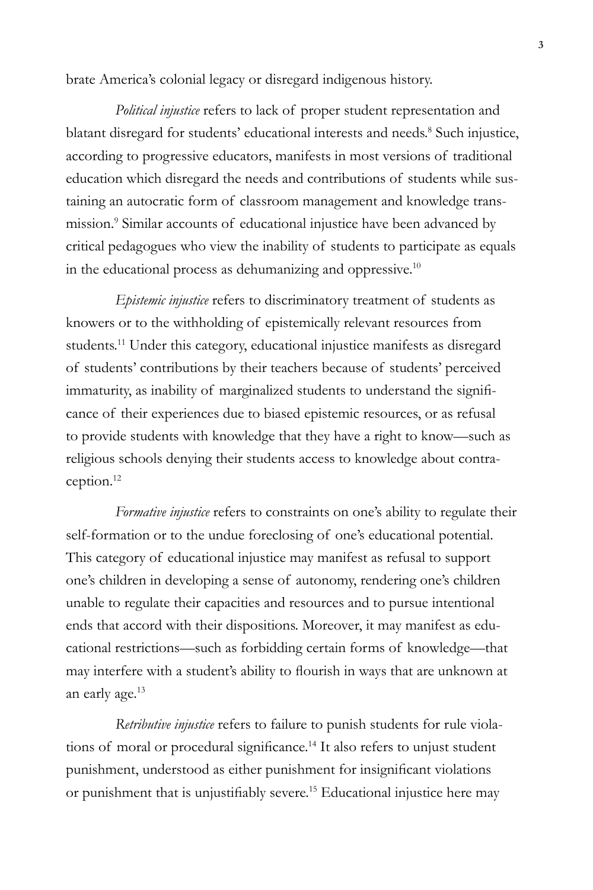brate America's colonial legacy or disregard indigenous history.

*Political injustice* refers to lack of proper student representation and blatant disregard for students' educational interests and needs.[8] Such injustice, according to progressive educators, manifests in most versions of traditional education which disregard the needs and contributions of students while sustaining an autocratic form of classroom management and knowledge transmission.[9] Similar accounts of educational injustice have been advanced by critical pedagogues who view the inability of students to participate as equals in the educational process as dehumanizing and oppressive.[10]

*Epistemic injustice* refers to discriminatory treatment of students as knowers or to the withholding of epistemically relevant resources from students.[11] Under this category, educational injustice manifests as disregard of students' contributions by their teachers because of students' perceived immaturity, as inability of marginalized students to understand the significance of their experiences due to biased epistemic resources, or as refusal to provide students with knowledge that they have a right to know—such as religious schools denying their students access to knowledge about contraception.[12]

*Formative injustice* refers to constraints on one's ability to regulate their self-formation or to the undue foreclosing of one's educational potential. This category of educational injustice may manifest as refusal to support one's children in developing a sense of autonomy, rendering one's children unable to regulate their capacities and resources and to pursue intentional ends that accord with their dispositions. Moreover, it may manifest as educational restrictions—such as forbidding certain forms of knowledge—that may interfere with a student's ability to flourish in ways that are unknown at an early age.[13]

*Retributive injustice* refers to failure to punish students for rule violations of moral or procedural significance.[14] It also refers to unjust student punishment, understood as either punishment for insignificant violations or punishment that is unjustifiably severe.[15] Educational injustice here may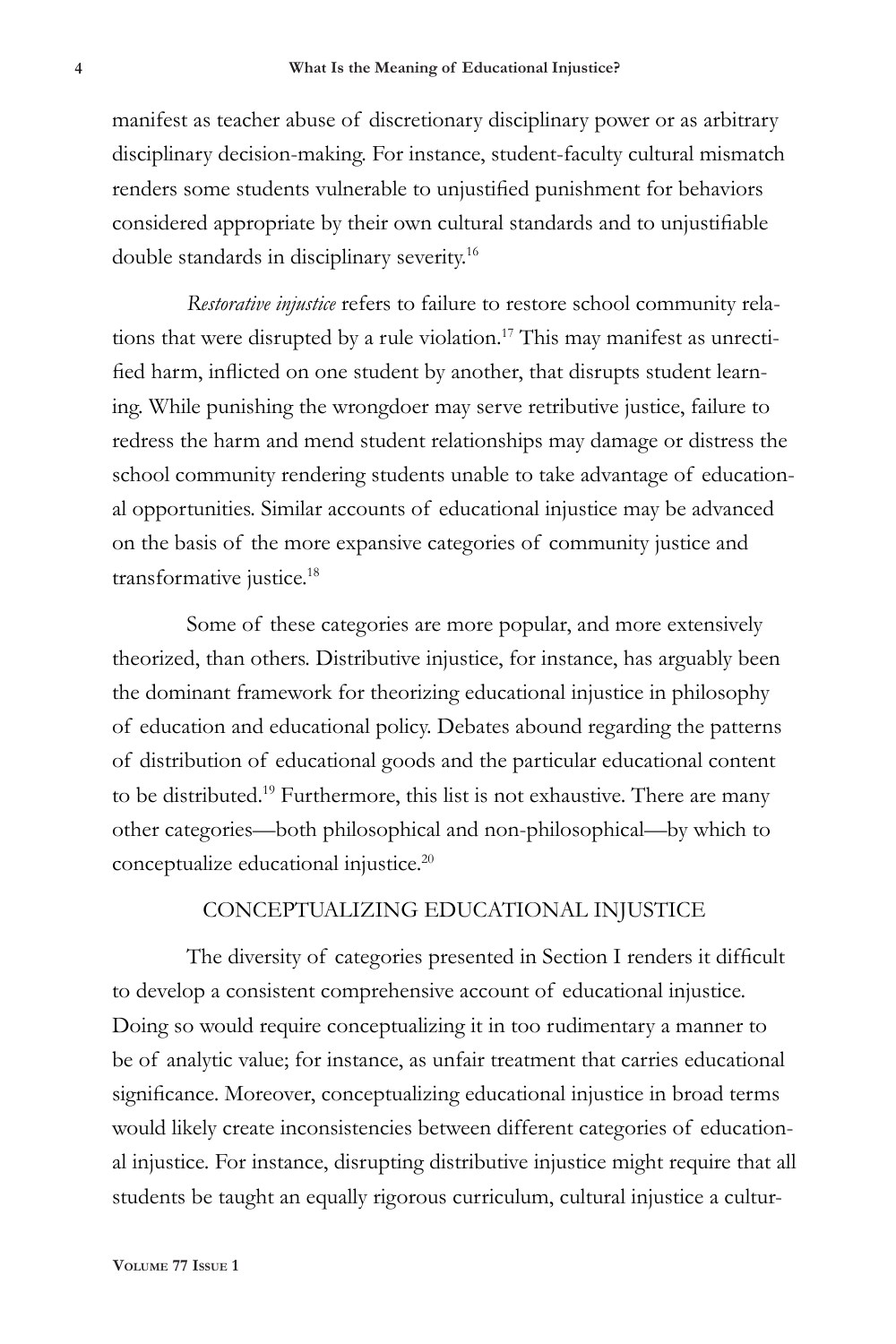manifest as teacher abuse of discretionary disciplinary power or as arbitrary disciplinary decision-making. For instance, student-faculty cultural mismatch renders some students vulnerable to unjustified punishment for behaviors considered appropriate by their own cultural standards and to unjustifiable double standards in disciplinary severity.[16]

*Restorative injustice* refers to failure to restore school community relations that were disrupted by a rule violation.[17] This may manifest as unrectified harm, inflicted on one student by another, that disrupts student learning. While punishing the wrongdoer may serve retributive justice, failure to redress the harm and mend student relationships may damage or distress the school community rendering students unable to take advantage of educational opportunities. Similar accounts of educational injustice may be advanced on the basis of the more expansive categories of community justice and transformative justice.[18]

Some of these categories are more popular, and more extensively theorized, than others. Distributive injustice, for instance, has arguably been the dominant framework for theorizing educational injustice in philosophy of education and educational policy. Debates abound regarding the patterns of distribution of educational goods and the particular educational content to be distributed.[19] Furthermore, this list is not exhaustive. There are many other categories—both philosophical and non-philosophical—by which to conceptualize educational injustice.[20]

## CONCEPTUALIZING EDUCATIONAL INJUSTICE

The diversity of categories presented in Section I renders it difficult to develop a consistent comprehensive account of educational injustice. Doing so would require conceptualizing it in too rudimentary a manner to be of analytic value; for instance, as unfair treatment that carries educational significance. Moreover, conceptualizing educational injustice in broad terms would likely create inconsistencies between different categories of educational injustice. For instance, disrupting distributive injustice might require that all students be taught an equally rigorous curriculum, cultural injustice a cultur-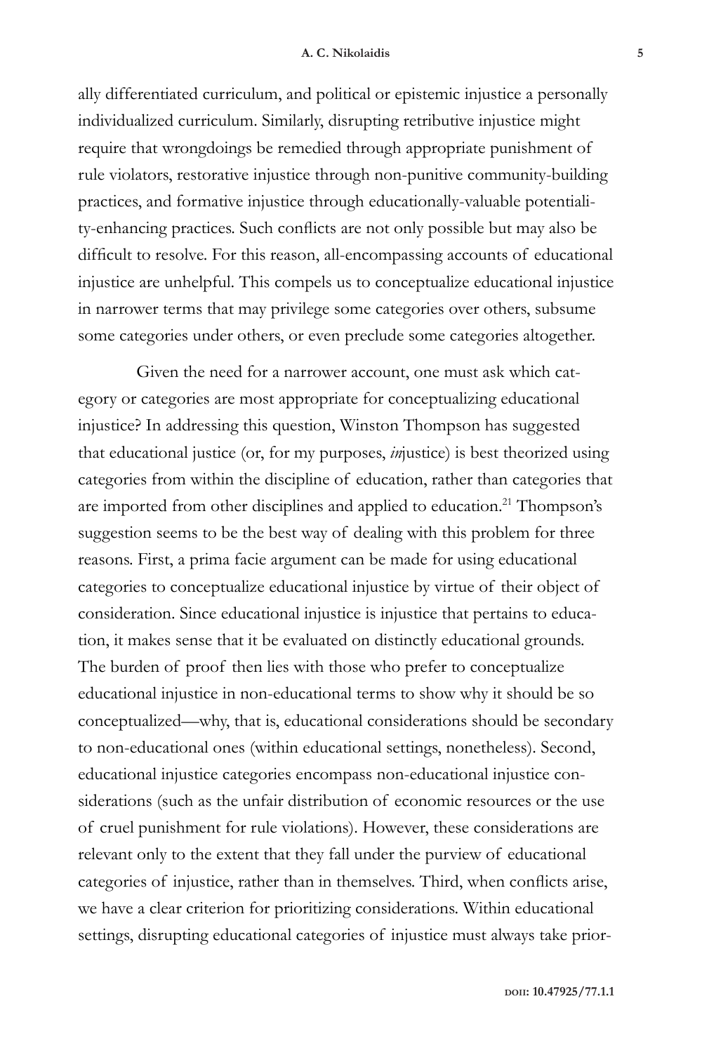ally differentiated curriculum, and political or epistemic injustice a personally individualized curriculum. Similarly, disrupting retributive injustice might require that wrongdoings be remedied through appropriate punishment of rule violators, restorative injustice through non-punitive community-building practices, and formative injustice through educationally-valuable potentiality-enhancing practices. Such conflicts are not only possible but may also be difficult to resolve. For this reason, all-encompassing accounts of educational injustice are unhelpful. This compels us to conceptualize educational injustice in narrower terms that may privilege some categories over others, subsume some categories under others, or even preclude some categories altogether.

Given the need for a narrower account, one must ask which category or categories are most appropriate for conceptualizing educational injustice? In addressing this question, Winston Thompson has suggested that educational justice (or, for my purposes, *in*justice) is best theorized using categories from within the discipline of education, rather than categories that are imported from other disciplines and applied to education.[21] Thompson's suggestion seems to be the best way of dealing with this problem for three reasons. First, a prima facie argument can be made for using educational categories to conceptualize educational injustice by virtue of their object of consideration. Since educational injustice is injustice that pertains to education, it makes sense that it be evaluated on distinctly educational grounds. The burden of proof then lies with those who prefer to conceptualize educational injustice in non-educational terms to show why it should be so conceptualized—why, that is, educational considerations should be secondary to non-educational ones (within educational settings, nonetheless). Second, educational injustice categories encompass non-educational injustice considerations (such as the unfair distribution of economic resources or the use of cruel punishment for rule violations). However, these considerations are relevant only to the extent that they fall under the purview of educational categories of injustice, rather than in themselves. Third, when conflicts arise, we have a clear criterion for prioritizing considerations. Within educational settings, disrupting educational categories of injustice must always take prior-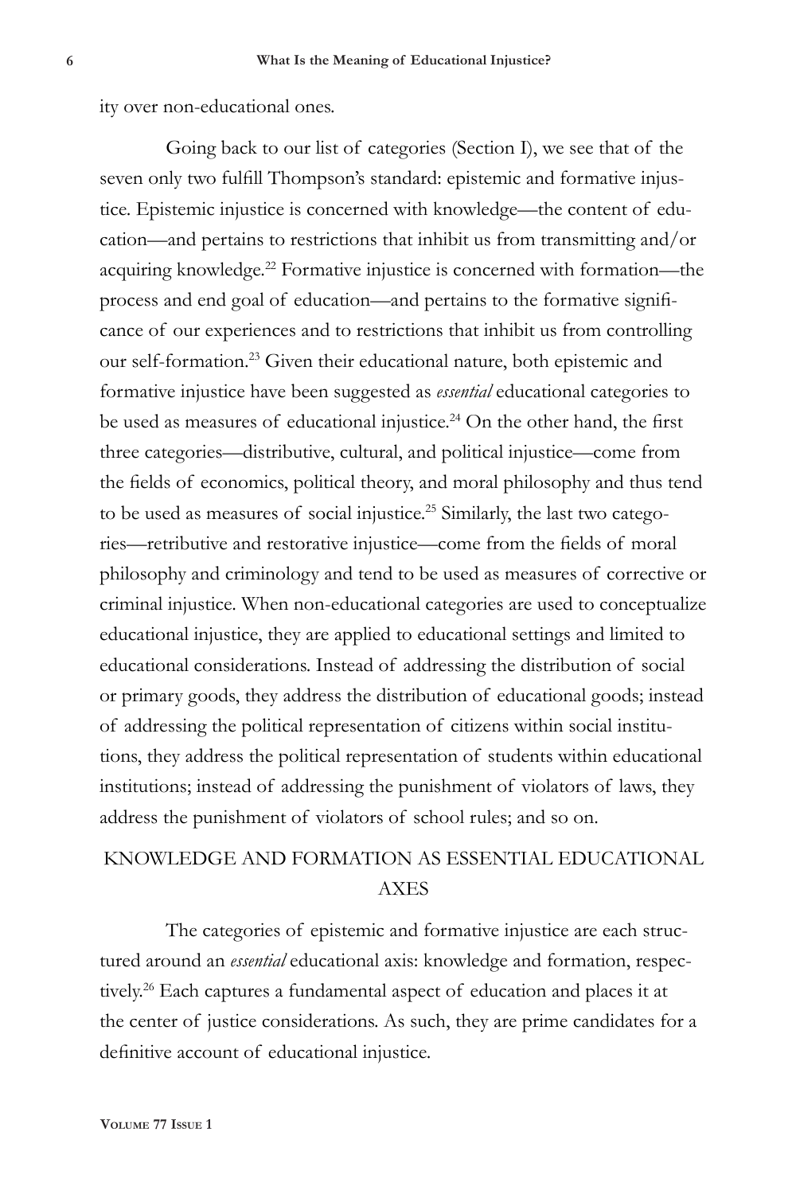ity over non-educational ones.

Going back to our list of categories (Section I), we see that of the seven only two fulfill Thompson's standard: epistemic and formative injustice. Epistemic injustice is concerned with knowledge—the content of education—and pertains to restrictions that inhibit us from transmitting and/or acquiring knowledge.[22] Formative injustice is concerned with formation—the process and end goal of education—and pertains to the formative significance of our experiences and to restrictions that inhibit us from controlling our self-formation.[23] Given their educational nature, both epistemic and formative injustice have been suggested as *essential* educational categories to be used as measures of educational injustice.[24] On the other hand, the first three categories—distributive, cultural, and political injustice—come from the fields of economics, political theory, and moral philosophy and thus tend to be used as measures of social injustice.[25] Similarly, the last two categories—retributive and restorative injustice—come from the fields of moral philosophy and criminology and tend to be used as measures of corrective or criminal injustice. When non-educational categories are used to conceptualize educational injustice, they are applied to educational settings and limited to educational considerations. Instead of addressing the distribution of social or primary goods, they address the distribution of educational goods; instead of addressing the political representation of citizens within social institutions, they address the political representation of students within educational institutions; instead of addressing the punishment of violators of laws, they address the punishment of violators of school rules; and so on.

## KNOWLEDGE AND FORMATION AS ESSENTIAL EDUCATIONAL AXES

The categories of epistemic and formative injustice are each structured around an *essential* educational axis: knowledge and formation, respectively.[26] Each captures a fundamental aspect of education and places it at the center of justice considerations. As such, they are prime candidates for a definitive account of educational injustice.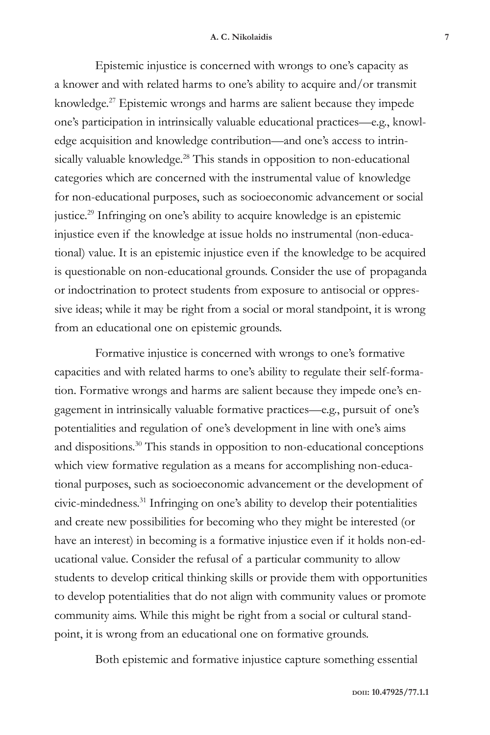Epistemic injustice is concerned with wrongs to one's capacity as a knower and with related harms to one's ability to acquire and/or transmit knowledge.[27] Epistemic wrongs and harms are salient because they impede one's participation in intrinsically valuable educational practices—e.g., knowledge acquisition and knowledge contribution—and one's access to intrinsically valuable knowledge.[28] This stands in opposition to non-educational categories which are concerned with the instrumental value of knowledge for non-educational purposes, such as socioeconomic advancement or social justice.[29] Infringing on one's ability to acquire knowledge is an epistemic injustice even if the knowledge at issue holds no instrumental (non-educational) value. It is an epistemic injustice even if the knowledge to be acquired is questionable on non-educational grounds. Consider the use of propaganda or indoctrination to protect students from exposure to antisocial or oppressive ideas; while it may be right from a social or moral standpoint, it is wrong from an educational one on epistemic grounds.

Formative injustice is concerned with wrongs to one's formative capacities and with related harms to one's ability to regulate their self-formation. Formative wrongs and harms are salient because they impede one's engagement in intrinsically valuable formative practices—e.g., pursuit of one's potentialities and regulation of one's development in line with one's aims and dispositions.[30] This stands in opposition to non-educational conceptions which view formative regulation as a means for accomplishing non-educational purposes, such as socioeconomic advancement or the development of civic-mindedness.[31] Infringing on one's ability to develop their potentialities and create new possibilities for becoming who they might be interested (or have an interest) in becoming is a formative injustice even if it holds non-educational value. Consider the refusal of a particular community to allow students to develop critical thinking skills or provide them with opportunities to develop potentialities that do not align with community values or promote community aims. While this might be right from a social or cultural standpoint, it is wrong from an educational one on formative grounds.

Both epistemic and formative injustice capture something essential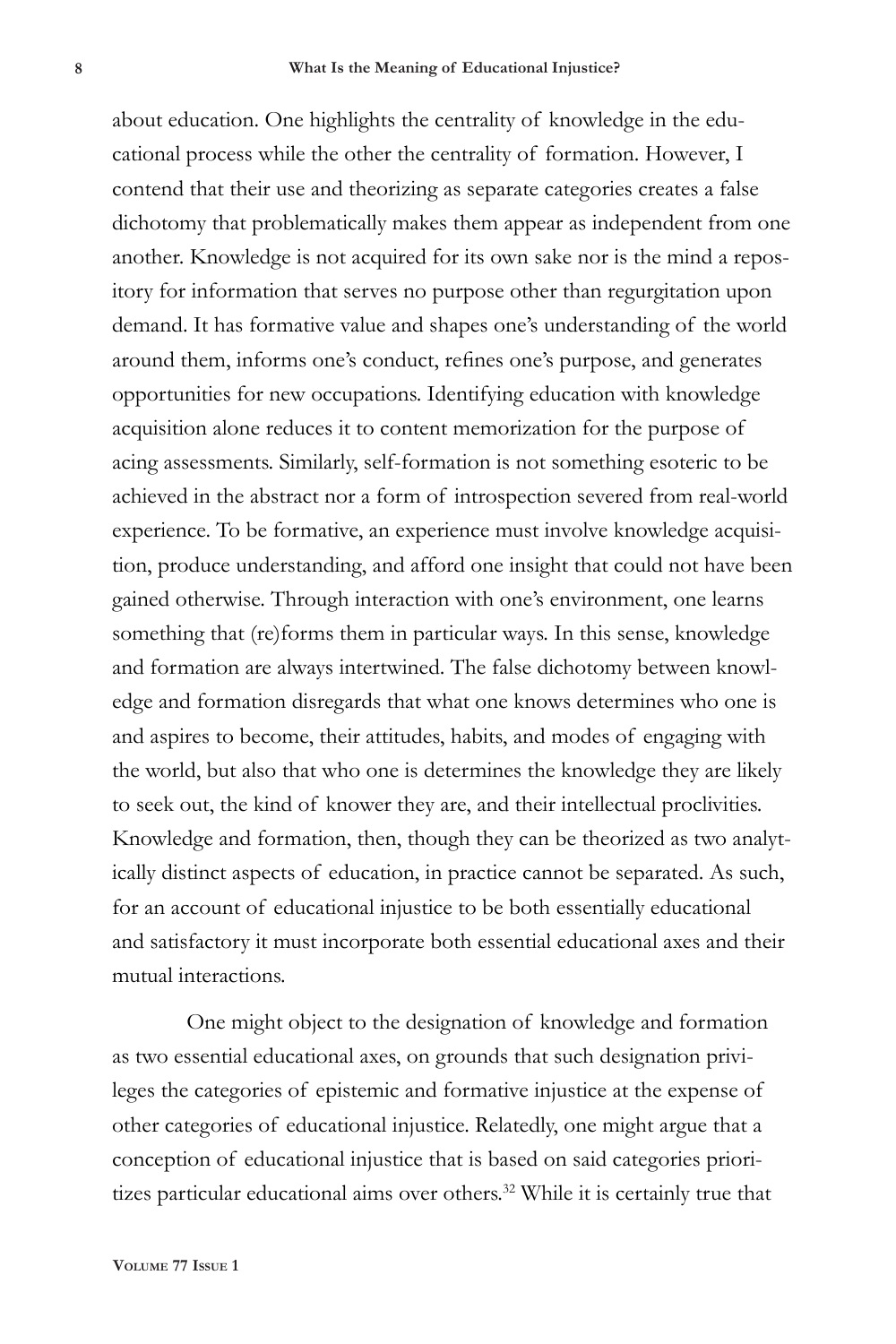about education. One highlights the centrality of knowledge in the educational process while the other the centrality of formation. However, I contend that their use and theorizing as separate categories creates a false dichotomy that problematically makes them appear as independent from one another. Knowledge is not acquired for its own sake nor is the mind a repository for information that serves no purpose other than regurgitation upon demand. It has formative value and shapes one's understanding of the world around them, informs one's conduct, refines one's purpose, and generates opportunities for new occupations. Identifying education with knowledge acquisition alone reduces it to content memorization for the purpose of acing assessments. Similarly, self-formation is not something esoteric to be achieved in the abstract nor a form of introspection severed from real-world experience. To be formative, an experience must involve knowledge acquisition, produce understanding, and afford one insight that could not have been gained otherwise. Through interaction with one's environment, one learns something that (re)forms them in particular ways. In this sense, knowledge and formation are always intertwined. The false dichotomy between knowledge and formation disregards that what one knows determines who one is and aspires to become, their attitudes, habits, and modes of engaging with the world, but also that who one is determines the knowledge they are likely to seek out, the kind of knower they are, and their intellectual proclivities. Knowledge and formation, then, though they can be theorized as two analytically distinct aspects of education, in practice cannot be separated. As such, for an account of educational injustice to be both essentially educational and satisfactory it must incorporate both essential educational axes and their mutual interactions.

One might object to the designation of knowledge and formation as two essential educational axes, on grounds that such designation privileges the categories of epistemic and formative injustice at the expense of other categories of educational injustice. Relatedly, one might argue that a conception of educational injustice that is based on said categories prioritizes particular educational aims over others.[32] While it is certainly true that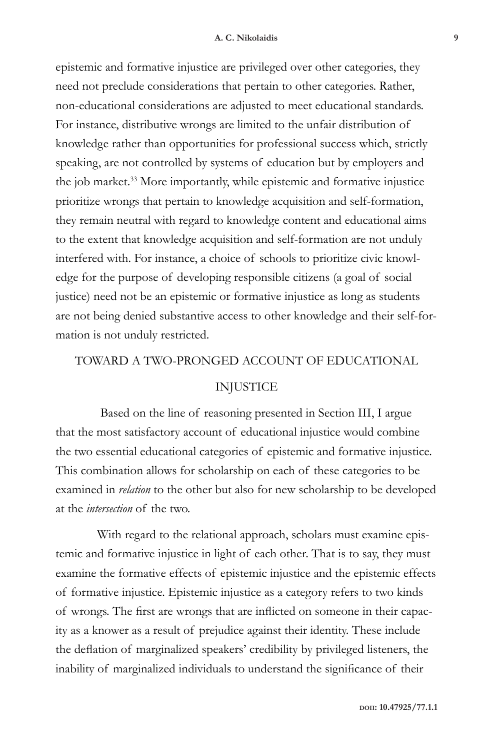epistemic and formative injustice are privileged over other categories, they need not preclude considerations that pertain to other categories. Rather, non-educational considerations are adjusted to meet educational standards. For instance, distributive wrongs are limited to the unfair distribution of knowledge rather than opportunities for professional success which, strictly speaking, are not controlled by systems of education but by employers and the job market.[33] More importantly, while epistemic and formative injustice prioritize wrongs that pertain to knowledge acquisition and self-formation, they remain neutral with regard to knowledge content and educational aims to the extent that knowledge acquisition and self-formation are not unduly interfered with. For instance, a choice of schools to prioritize civic knowledge for the purpose of developing responsible citizens (a goal of social justice) need not be an epistemic or formative injustice as long as students are not being denied substantive access to other knowledge and their self-formation is not unduly restricted.

## TOWARD A TWO-PRONGED ACCOUNT OF EDUCATIONAL INJUSTICE

Based on the line of reasoning presented in Section III, I argue that the most satisfactory account of educational injustice would combine the two essential educational categories of epistemic and formative injustice. This combination allows for scholarship on each of these categories to be examined in *relation* to the other but also for new scholarship to be developed at the *intersection* of the two.

With regard to the relational approach, scholars must examine epistemic and formative injustice in light of each other. That is to say, they must examine the formative effects of epistemic injustice and the epistemic effects of formative injustice. Epistemic injustice as a category refers to two kinds of wrongs. The first are wrongs that are inflicted on someone in their capacity as a knower as a result of prejudice against their identity. These include the deflation of marginalized speakers' credibility by privileged listeners, the inability of marginalized individuals to understand the significance of their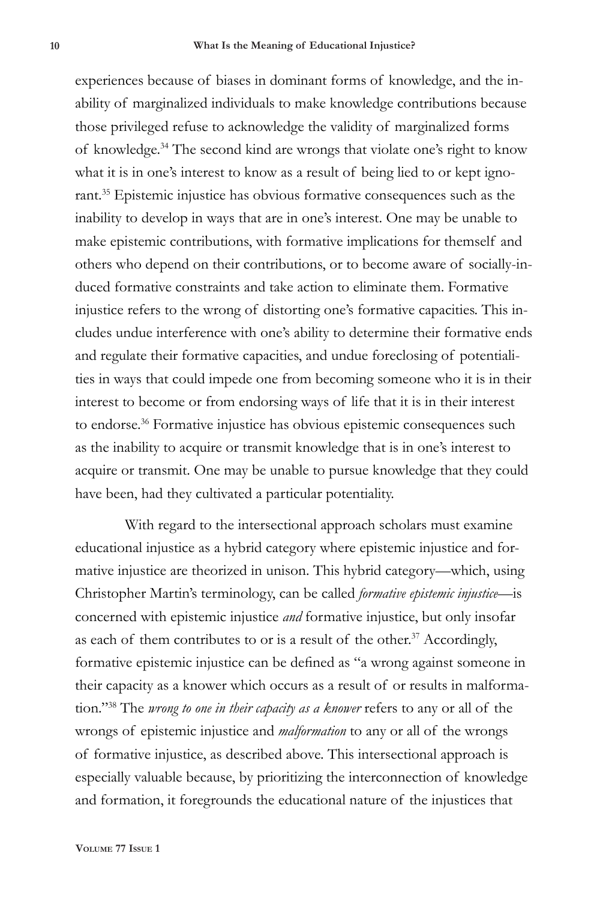experiences because of biases in dominant forms of knowledge, and the inability of marginalized individuals to make knowledge contributions because those privileged refuse to acknowledge the validity of marginalized forms of knowledge.[34] The second kind are wrongs that violate one's right to know what it is in one's interest to know as a result of being lied to or kept ignorant.[35] Epistemic injustice has obvious formative consequences such as the inability to develop in ways that are in one's interest. One may be unable to make epistemic contributions, with formative implications for themself and others who depend on their contributions, or to become aware of socially-induced formative constraints and take action to eliminate them. Formative injustice refers to the wrong of distorting one's formative capacities. This includes undue interference with one's ability to determine their formative ends and regulate their formative capacities, and undue foreclosing of potentialities in ways that could impede one from becoming someone who it is in their interest to become or from endorsing ways of life that it is in their interest to endorse.[36] Formative injustice has obvious epistemic consequences such as the inability to acquire or transmit knowledge that is in one's interest to acquire or transmit. One may be unable to pursue knowledge that they could have been, had they cultivated a particular potentiality.

With regard to the intersectional approach scholars must examine educational injustice as a hybrid category where epistemic injustice and formative injustice are theorized in unison. This hybrid category—which, using Christopher Martin's terminology, can be called *formative epistemic injustice*—is concerned with epistemic injustice *and* formative injustice, but only insofar as each of them contributes to or is a result of the other.[37] Accordingly, formative epistemic injustice can be defined as "a wrong against someone in their capacity as a knower which occurs as a result of or results in malformation."[38] The *wrong to one in their capacity as a knower* refers to any or all of the wrongs of epistemic injustice and *malformation* to any or all of the wrongs of formative injustice, as described above. This intersectional approach is especially valuable because, by prioritizing the interconnection of knowledge and formation, it foregrounds the educational nature of the injustices that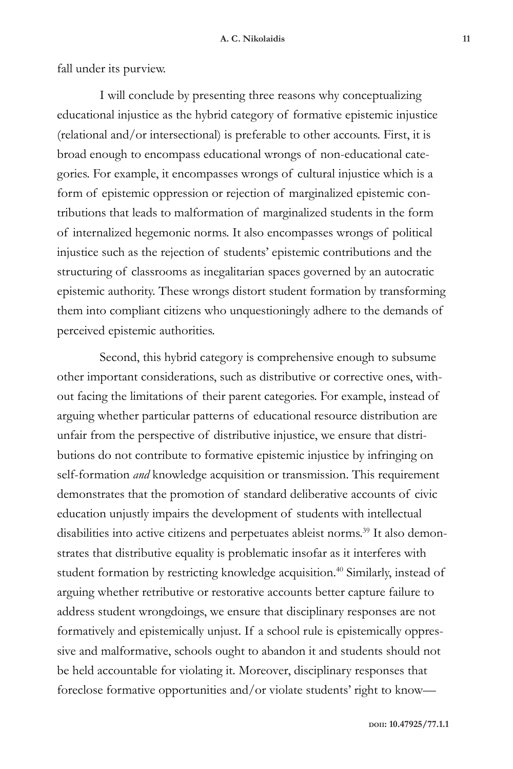fall under its purview.

I will conclude by presenting three reasons why conceptualizing educational injustice as the hybrid category of formative epistemic injustice (relational and/or intersectional) is preferable to other accounts. First, it is broad enough to encompass educational wrongs of non-educational categories. For example, it encompasses wrongs of cultural injustice which is a form of epistemic oppression or rejection of marginalized epistemic contributions that leads to malformation of marginalized students in the form of internalized hegemonic norms. It also encompasses wrongs of political injustice such as the rejection of students' epistemic contributions and the structuring of classrooms as inegalitarian spaces governed by an autocratic epistemic authority. These wrongs distort student formation by transforming them into compliant citizens who unquestioningly adhere to the demands of perceived epistemic authorities.

Second, this hybrid category is comprehensive enough to subsume other important considerations, such as distributive or corrective ones, without facing the limitations of their parent categories. For example, instead of arguing whether particular patterns of educational resource distribution are unfair from the perspective of distributive injustice, we ensure that distributions do not contribute to formative epistemic injustice by infringing on self-formation *and* knowledge acquisition or transmission. This requirement demonstrates that the promotion of standard deliberative accounts of civic education unjustly impairs the development of students with intellectual disabilities into active citizens and perpetuates ableist norms.[39] It also demonstrates that distributive equality is problematic insofar as it interferes with student formation by restricting knowledge acquisition.[40] Similarly, instead of arguing whether retributive or restorative accounts better capture failure to address student wrongdoings, we ensure that disciplinary responses are not formatively and epistemically unjust. If a school rule is epistemically oppressive and malformative, schools ought to abandon it and students should not be held accountable for violating it. Moreover, disciplinary responses that foreclose formative opportunities and/or violate students' right to know—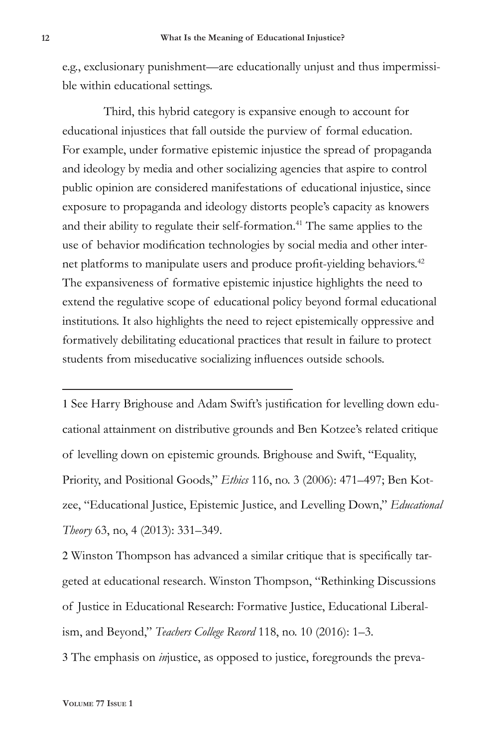e.g., exclusionary punishment—are educationally unjust and thus impermissible within educational settings.

Third, this hybrid category is expansive enough to account for educational injustices that fall outside the purview of formal education. For example, under formative epistemic injustice the spread of propaganda and ideology by media and other socializing agencies that aspire to control public opinion are considered manifestations of educational injustice, since exposure to propaganda and ideology distorts people's capacity as knowers and their ability to regulate their self-formation.[41] The same applies to the use of behavior modification technologies by social media and other internet platforms to manipulate users and produce profit-yielding behaviors.[42] The expansiveness of formative epistemic injustice highlights the need to extend the regulative scope of educational policy beyond formal educational institutions. It also highlights the need to reject epistemically oppressive and formatively debilitating educational practices that result in failure to protect students from miseducative socializing influences outside schools.

---

1 See Harry Brighouse and Adam Swift's justification for levelling down educational attainment on distributive grounds and Ben Kotzee's related critique of levelling down on epistemic grounds. Brighouse and Swift, "Equality, Priority, and Positional Goods," *Ethics* 116, no. 3 (2006): 471–497; Ben Kotzee, "Educational Justice, Epistemic Justice, and Levelling Down," *Educational Theory* 63, no, 4 (2013): 331–349.

2 Winston Thompson has advanced a similar critique that is specifically targeted at educational research. Winston Thompson, "Rethinking Discussions of Justice in Educational Research: Formative Justice, Educational Liberalism, and Beyond," *Teachers College Record* 118, no. 10 (2016): 1–3.

3 The emphasis on *in*justice, as opposed to justice, foregrounds the preva-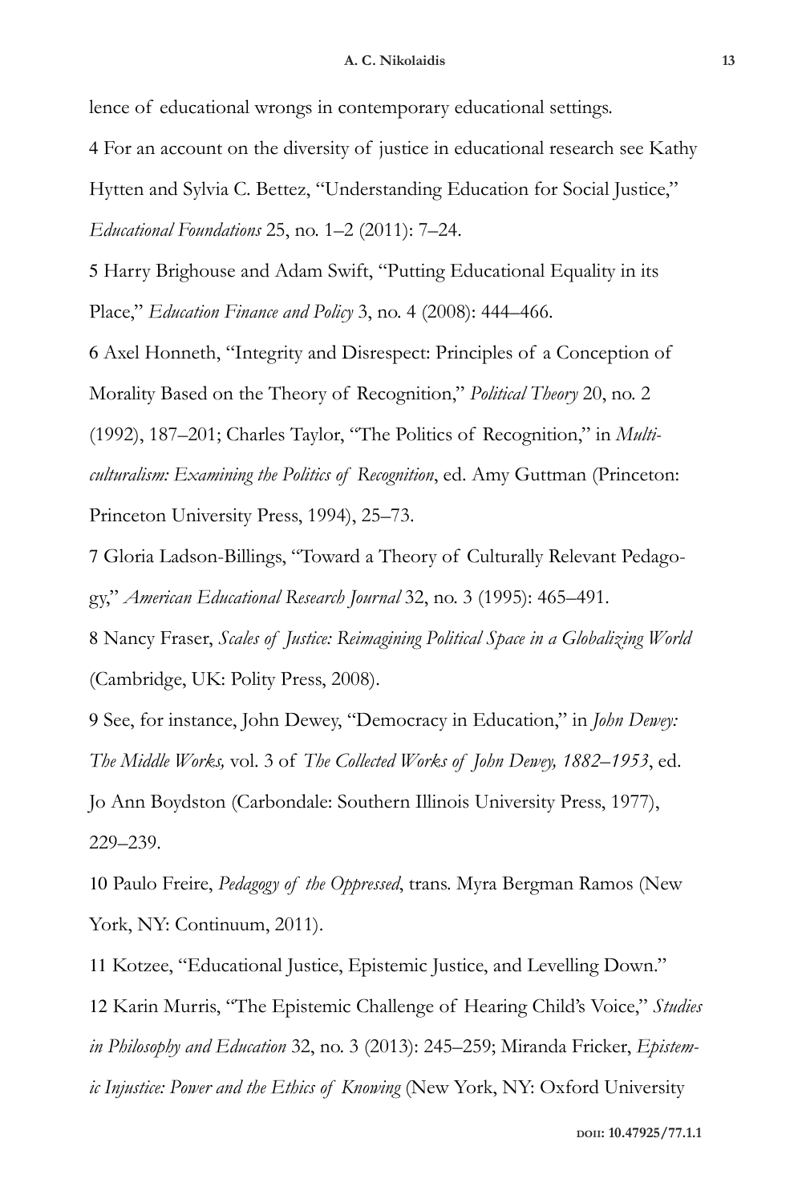lence of educational wrongs in contemporary educational settings.

4 For an account on the diversity of justice in educational research see Kathy Hytten and Sylvia C. Bettez, "Understanding Education for Social Justice," *Educational Foundations* 25, no. 1–2 (2011): 7–24.

5 Harry Brighouse and Adam Swift, "Putting Educational Equality in its Place," *Education Finance and Policy* 3, no. 4 (2008): 444–466.

6 Axel Honneth, "Integrity and Disrespect: Principles of a Conception of Morality Based on the Theory of Recognition," *Political Theory* 20, no. 2 (1992), 187–201; Charles Taylor, "The Politics of Recognition," in *Multiculturalism: Examining the Politics of Recognition*, ed. Amy Guttman (Princeton: Princeton University Press, 1994), 25–73.

7 Gloria Ladson-Billings, "Toward a Theory of Culturally Relevant Pedagogy," *American Educational Research Journal* 32, no. 3 (1995): 465–491.

8 Nancy Fraser, *Scales of Justice: Reimagining Political Space in a Globalizing World* (Cambridge, UK: Polity Press, 2008).

9 See, for instance, John Dewey, "Democracy in Education," in *John Dewey: The Middle Works,* vol. 3 of *The Collected Works of John Dewey, 1882–1953*, ed. Jo Ann Boydston (Carbondale: Southern Illinois University Press, 1977), 229–239.

10 Paulo Freire, *Pedagogy of the Oppressed*, trans. Myra Bergman Ramos (New York, NY: Continuum, 2011).

11 Kotzee, "Educational Justice, Epistemic Justice, and Levelling Down."

12 Karin Murris, "The Epistemic Challenge of Hearing Child's Voice," *Studies in Philosophy and Education* 32, no. 3 (2013): 245–259; Miranda Fricker, *Epistemic Injustice: Power and the Ethics of Knowing* (New York, NY: Oxford University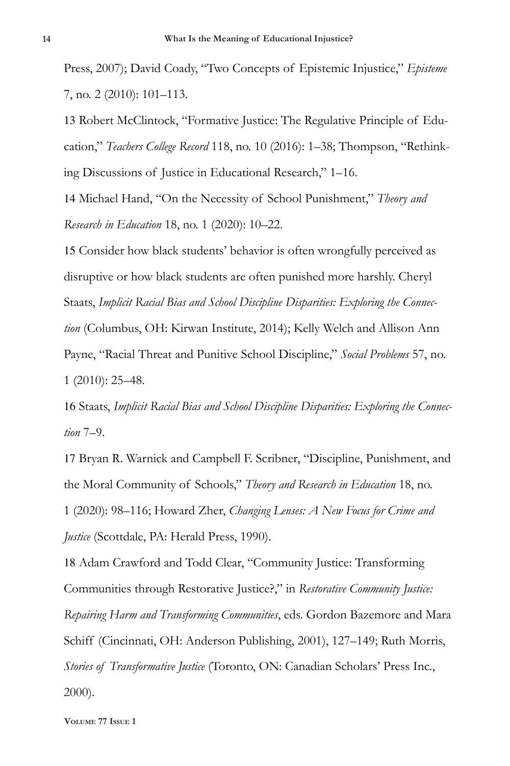Press, 2007); David Coady, "Two Concepts of Epistemic Injustice," *Episteme* 7, no. 2 (2010): 101–113.

13 Robert McClintock, "Formative Justice: The Regulative Principle of Education," *Teachers College Record* 118, no. 10 (2016): 1–38; Thompson, "Rethinking Discussions of Justice in Educational Research," 1–16.

14 Michael Hand, "On the Necessity of School Punishment," *Theory and Research in Education* 18, no. 1 (2020): 10–22.

15 Consider how black students' behavior is often wrongfully perceived as disruptive or how black students are often punished more harshly. Cheryl Staats, *Implicit Racial Bias and School Discipline Disparities: Exploring the Connection* (Columbus, OH: Kirwan Institute, 2014); Kelly Welch and Allison Ann Payne, "Racial Threat and Punitive School Discipline," *Social Problems* 57, no. 1 (2010): 25–48.

16 Staats, *Implicit Racial Bias and School Discipline Disparities: Exploring the Connection* 7–9.

17 Bryan R. Warnick and Campbell F. Scribner, "Discipline, Punishment, and the Moral Community of Schools," *Theory and Research in Education* 18, no. 1 (2020): 98–116; Howard Zher, *Changing Lenses: A New Focus for Crime and Justice* (Scottdale, PA: Herald Press, 1990).

18 Adam Crawford and Todd Clear, "Community Justice: Transforming Communities through Restorative Justice?," in *Restorative Community Justice: Repairing Harm and Transforming Communities*, eds. Gordon Bazemore and Mara Schiff (Cincinnati, OH: Anderson Publishing, 2001), 127–149; Ruth Morris, *Stories of Transformative Justice* (Toronto, ON: Canadian Scholars' Press Inc., 2000).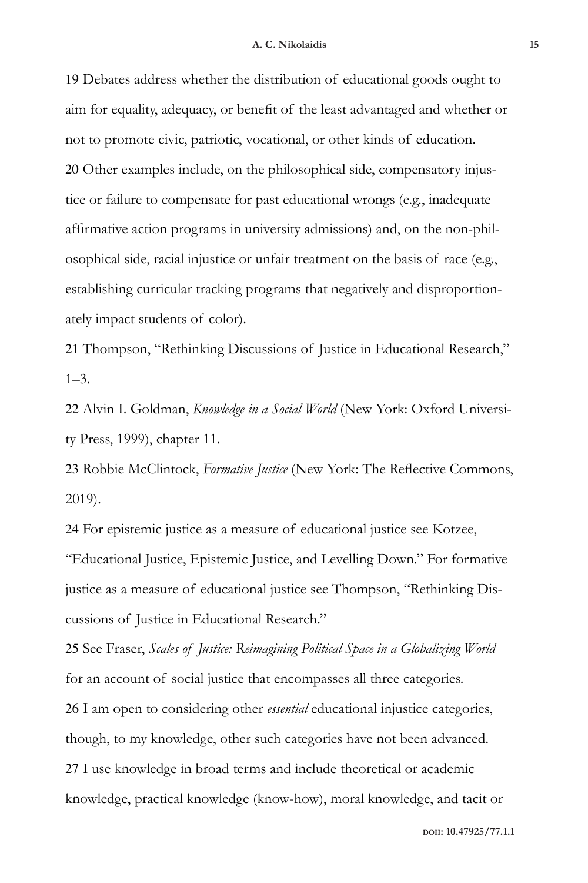19 Debates address whether the distribution of educational goods ought to aim for equality, adequacy, or benefit of the least advantaged and whether or not to promote civic, patriotic, vocational, or other kinds of education.

20 Other examples include, on the philosophical side, compensatory injustice or failure to compensate for past educational wrongs (e.g., inadequate affirmative action programs in university admissions) and, on the non-philosophical side, racial injustice or unfair treatment on the basis of race (e.g., establishing curricular tracking programs that negatively and disproportionately impact students of color).

21 Thompson, "Rethinking Discussions of Justice in Educational Research," 1–3.

22 Alvin I. Goldman, *Knowledge in a Social World* (New York: Oxford University Press, 1999), chapter 11.

23 Robbie McClintock, *Formative Justice* (New York: The Reflective Commons, 2019).

24 For epistemic justice as a measure of educational justice see Kotzee, "Educational Justice, Epistemic Justice, and Levelling Down." For formative justice as a measure of educational justice see Thompson, "Rethinking Discussions of Justice in Educational Research."

25 See Fraser, *Scales of Justice: Reimagining Political Space in a Globalizing World* for an account of social justice that encompasses all three categories.

26 I am open to considering other *essential* educational injustice categories, though, to my knowledge, other such categories have not been advanced.

27 I use knowledge in broad terms and include theoretical or academic knowledge, practical knowledge (know-how), moral knowledge, and tacit or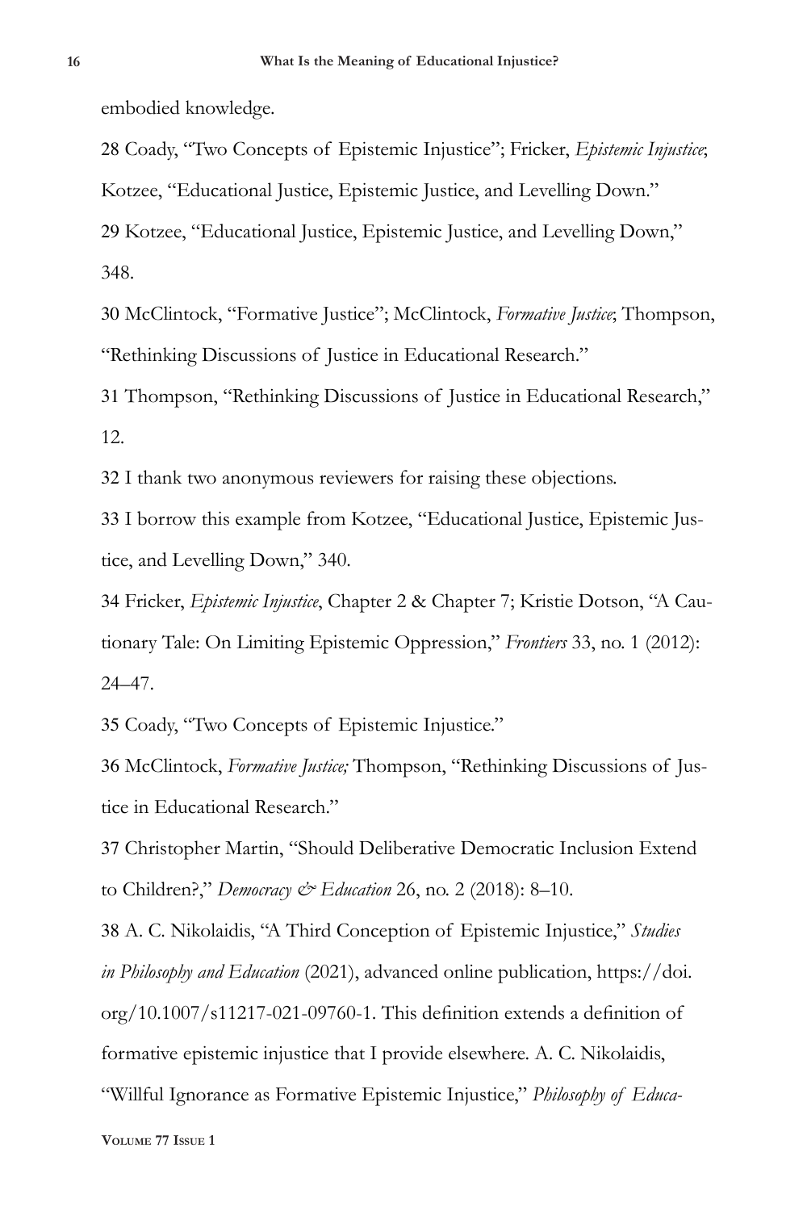embodied knowledge.

28 Coady, "Two Concepts of Epistemic Injustice"; Fricker, *Epistemic Injustice*; Kotzee, "Educational Justice, Epistemic Justice, and Levelling Down."

29 Kotzee, "Educational Justice, Epistemic Justice, and Levelling Down," 348.

30 McClintock, "Formative Justice"; McClintock, *Formative Justice*; Thompson, "Rethinking Discussions of Justice in Educational Research."

31 Thompson, "Rethinking Discussions of Justice in Educational Research," 12.

32 I thank two anonymous reviewers for raising these objections.

33 I borrow this example from Kotzee, "Educational Justice, Epistemic Justice, and Levelling Down," 340.

34 Fricker, *Epistemic Injustice*, Chapter 2 & Chapter 7; Kristie Dotson, "A Cautionary Tale: On Limiting Epistemic Oppression," *Frontiers* 33, no. 1 (2012): 24–47.

35 Coady, "Two Concepts of Epistemic Injustice."

36 McClintock, *Formative Justice;* Thompson, "Rethinking Discussions of Justice in Educational Research."

37 Christopher Martin, "Should Deliberative Democratic Inclusion Extend to Children?," *Democracy & Education* 26, no. 2 (2018): 8–10.

38 A. C. Nikolaidis, "A Third Conception of Epistemic Injustice," *Studies in Philosophy and Education* (2021), advanced online publication, https://doi.org/10.1007/s11217-021-09760-1. This definition extends a definition of formative epistemic injustice that I provide elsewhere. A. C. Nikolaidis, "Willful Ignorance as Formative Epistemic Injustice," *Philosophy of Educa-*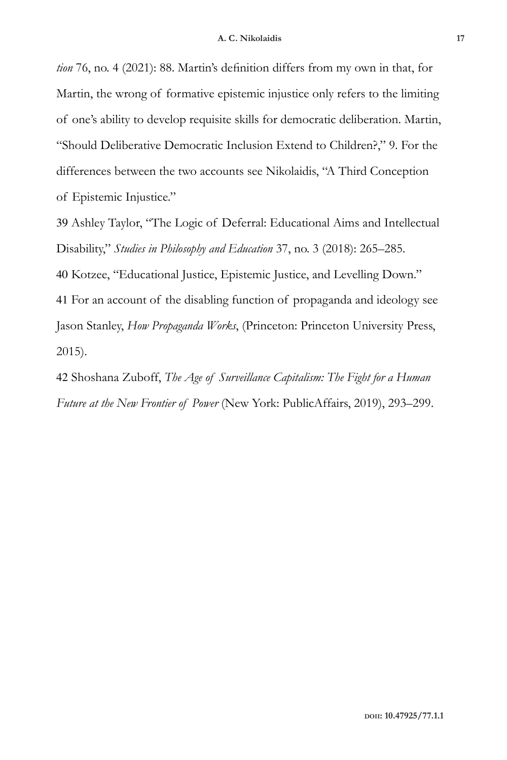*tion* 76, no. 4 (2021): 88. Martin's definition differs from my own in that, for Martin, the wrong of formative epistemic injustice only refers to the limiting of one's ability to develop requisite skills for democratic deliberation. Martin, "Should Deliberative Democratic Inclusion Extend to Children?," 9. For the differences between the two accounts see Nikolaidis, "A Third Conception of Epistemic Injustice."

39 Ashley Taylor, "The Logic of Deferral: Educational Aims and Intellectual Disability," *Studies in Philosophy and Education* 37, no. 3 (2018): 265–285.

40 Kotzee, "Educational Justice, Epistemic Justice, and Levelling Down."

41 For an account of the disabling function of propaganda and ideology see Jason Stanley, *How Propaganda Works*, (Princeton: Princeton University Press, 2015).

42 Shoshana Zuboff, *The Age of Surveillance Capitalism: The Fight for a Human Future at the New Frontier of Power* (New York: PublicAffairs, 2019), 293–299.